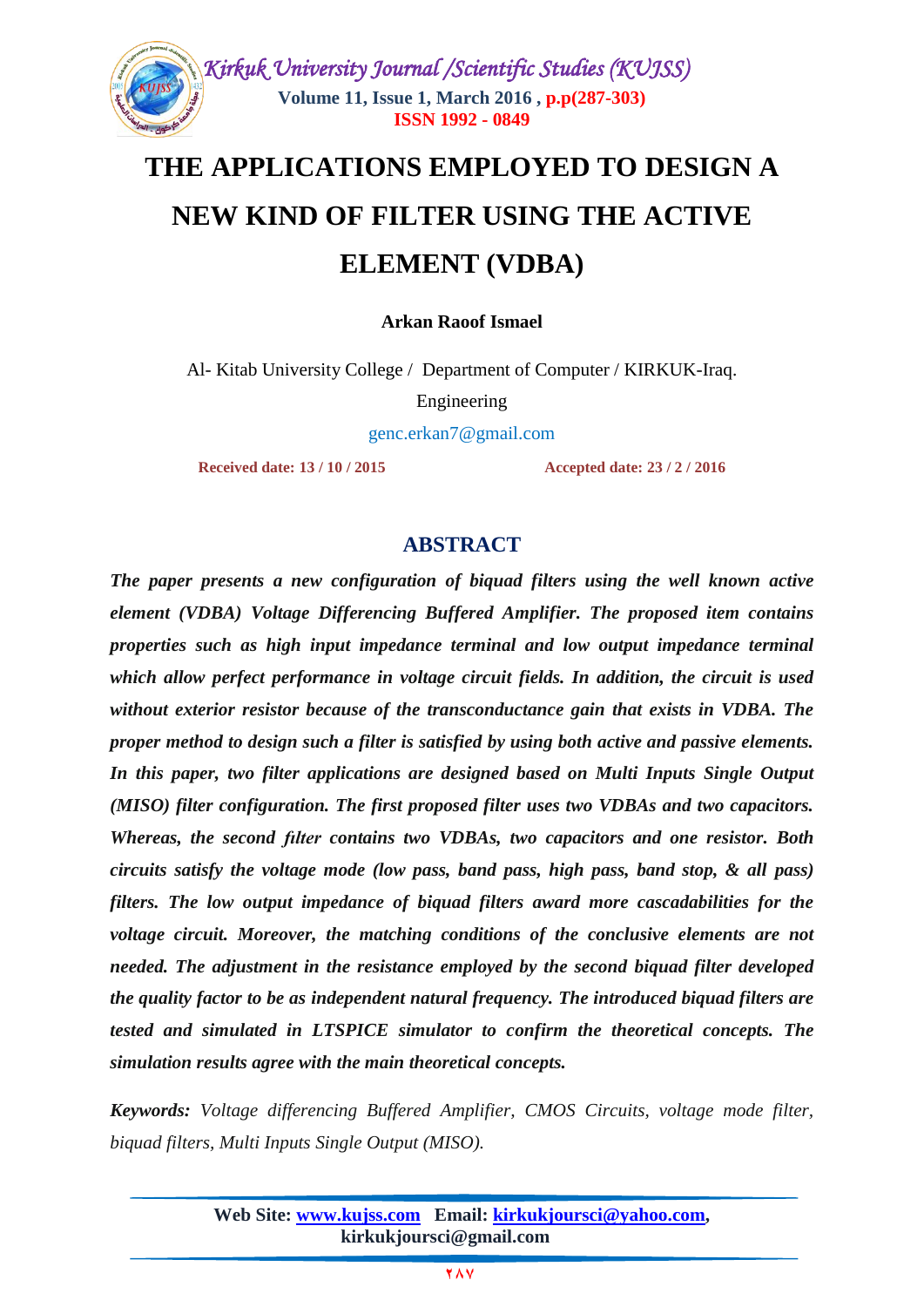# THE APPLICATIONS EMPLOYED TO DESIGN A NEW KIND OF FILTER USING THE ACTIVE ELEMENT (VDBA)

**Arkan Raoof Ismael**

Al- Kitab University College / Department of Computer / KIRKUK-Iraq.

Engineering

genc.erkan7@gmail.com

**Received date: 13 / 10 / 2015** **Accepted date: 23 / 2 / 2016**

## ABSTRACT

***The paper presents a new configuration of biquad filters using the well known active element (VDBA) Voltage Differencing Buffered Amplifier. The proposed item contains properties such as high input impedance terminal and low output impedance terminal which allow perfect performance in voltage circuit fields. In addition, the circuit is used without exterior resistor because of the transconductance gain that exists in VDBA. The proper method to design such a filter is satisfied by using both active and passive elements. In this paper, two filter applications are designed based on Multi Inputs Single Output (MISO) filter configuration. The first proposed filter uses two VDBAs and two capacitors. Whereas, the second filter contains two VDBAs, two capacitors and one resistor. Both circuits satisfy the voltage mode (low pass, band pass, high pass, band stop, & all pass) filters. The low output impedance of biquad filters award more cascadabilities for the voltage circuit. Moreover, the matching conditions of the conclusive elements are not needed. The adjustment in the resistance employed by the second biquad filter developed the quality factor to be as independent natural frequency. The introduced biquad filters are tested and simulated in LTSPICE simulator to confirm the theoretical concepts. The simulation results agree with the main theoretical concepts.***

***Keywords:*** *Voltage differencing Buffered Amplifier, CMOS Circuits, voltage mode filter, biquad filters, Multi Inputs Single Output (MISO).*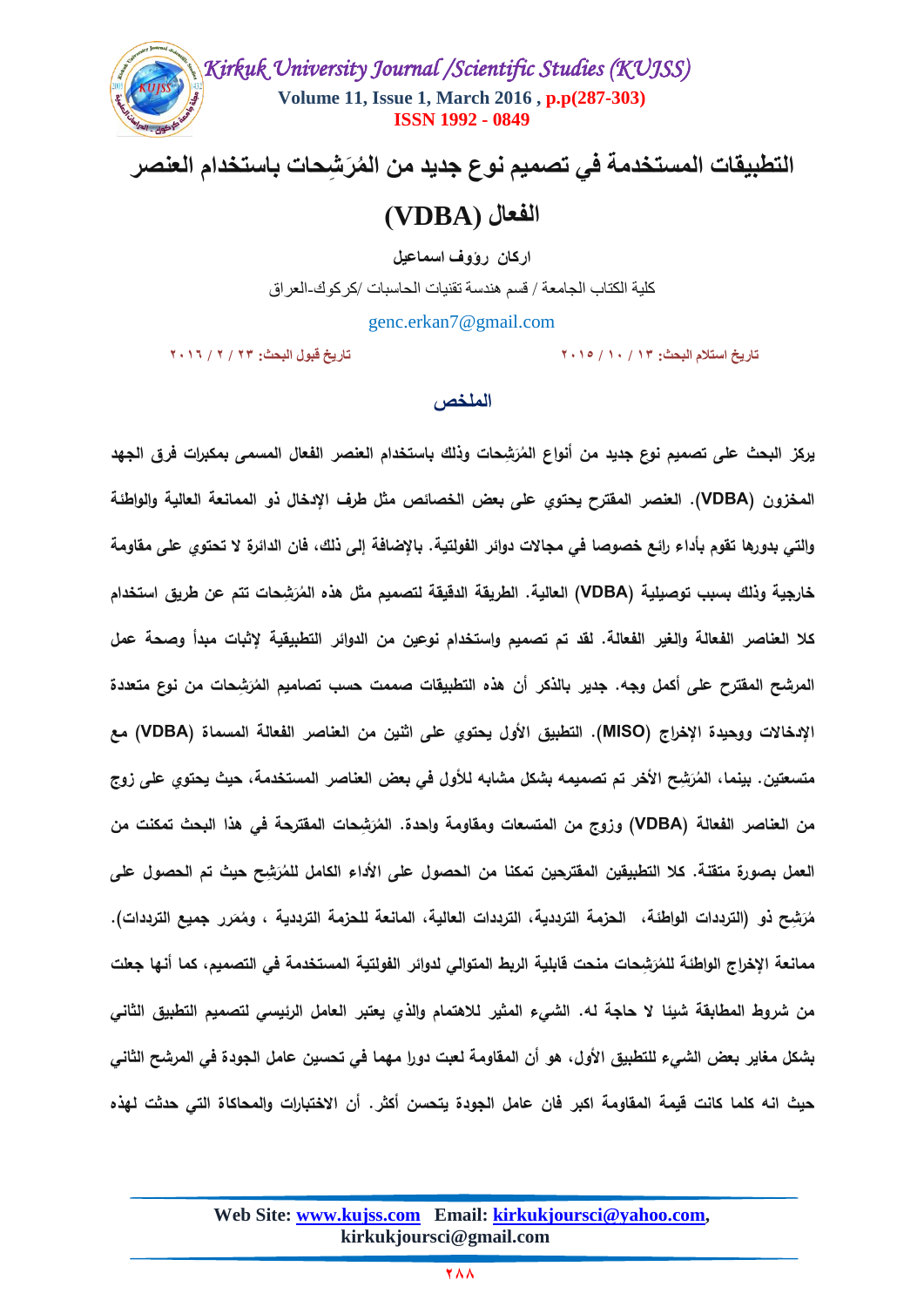# التطبيقات المستخدمة في تصميم نوع جديد من المُرَشِحات باستخدام العنصر الفعال (VDBA)

**اركان رؤوف اسماعيل**

كلية الكتاب الجامعة / قسم هندسة تقنيات الحاسبات /كركوك-العراق

genc.erkan7@gmail.com

**تاريخ استلام البحث: ١٣ / ١٠ / ٢٠١٥** **تاريخ قبول البحث: ٢٣ / ٢ / ٢٠١٦**

## الملخص

**يركز البحث على تصميم نوع جديد من أنواع المُرَشِحات وذلك باستخدام العنصر الفعال المسمى بمكبرات فرق الجهد المخزون (VDBA). العنصر المقترح يحتوي على بعض الخصائص مثل طرف الإدخال ذو الممانعة العالية والواطئة والتي بدورها تقوم بأداء رائع خصوصا في مجالات دوائر الفولتية. بالإضافة إلى ذلك، فان الدائرة لا تحتوي على مقاومة خارجية وذلك بسبب توصيلية (VDBA) العالية. الطريقة الدقيقة لتصميم مثل هذه المُرَشِحات تتم عن طريق استخدام كلا العناصر الفعالة والغير الفعالة. لقد تم تصميم واستخدام نوعين من الدوائر التطبيقية لإثبات مبدأ وصحة عمل المرشح المقترح على أكمل وجه. جدير بالذكر أن هذه التطبيقات صممت حسب تصاميم المُرَشِحات من نوع متعددة الإدخالات وحيدة الإخراج (MISO). التطبيق الأول يحتوي على اثنين من العناصر الفعالة المسماة (VDBA) مع متسعتين. بينما، المُرَشِح الأخر تم تصميمه بشكل مشابه للأول في بعض العناصر المستخدمة، حيث يحتوي على زوج من العناصر الفعالة (VDBA) وزوج من المتسعات ومقاومة واحدة. المُرَشِحات المقترحة في هذا البحث تمكنت من العمل بصورة متقنة. كلا التطبيقين المقترحين تمكنا من الحصول على الأداء الكامل للمُرَشِح حيث تم الحصول على مُرَشِح ذو (الترددات الواطئة، الحزمة الترددية، الترددات العالية، المانعة للحزمة الترددية ، ومُمَرر جميع الترددات). ممانعة الإخراج الواطئة للمُرَشِحات منحت قابلية الربط المتوالي لدوائر الفولتية المستخدمة في التصميم، كما أنها جعلت من شروط المطابقة شيئا لا حاجة له. الشيء المثير للاهتمام والذي يعتبر العامل الرئيسي لتصميم التطبيق الثاني بشكل مغاير بعض الشيء للتطبيق الأول، هو أن المقاومة لعبت دورا مهما في تحسين عامل الجودة في المرشح الثاني حيث انه كلما كانت قيمة المقاومة اكبر فان عامل الجودة يتحسن أكثر. أن الاختبارات والمحاكاة التي حدثت لهذه**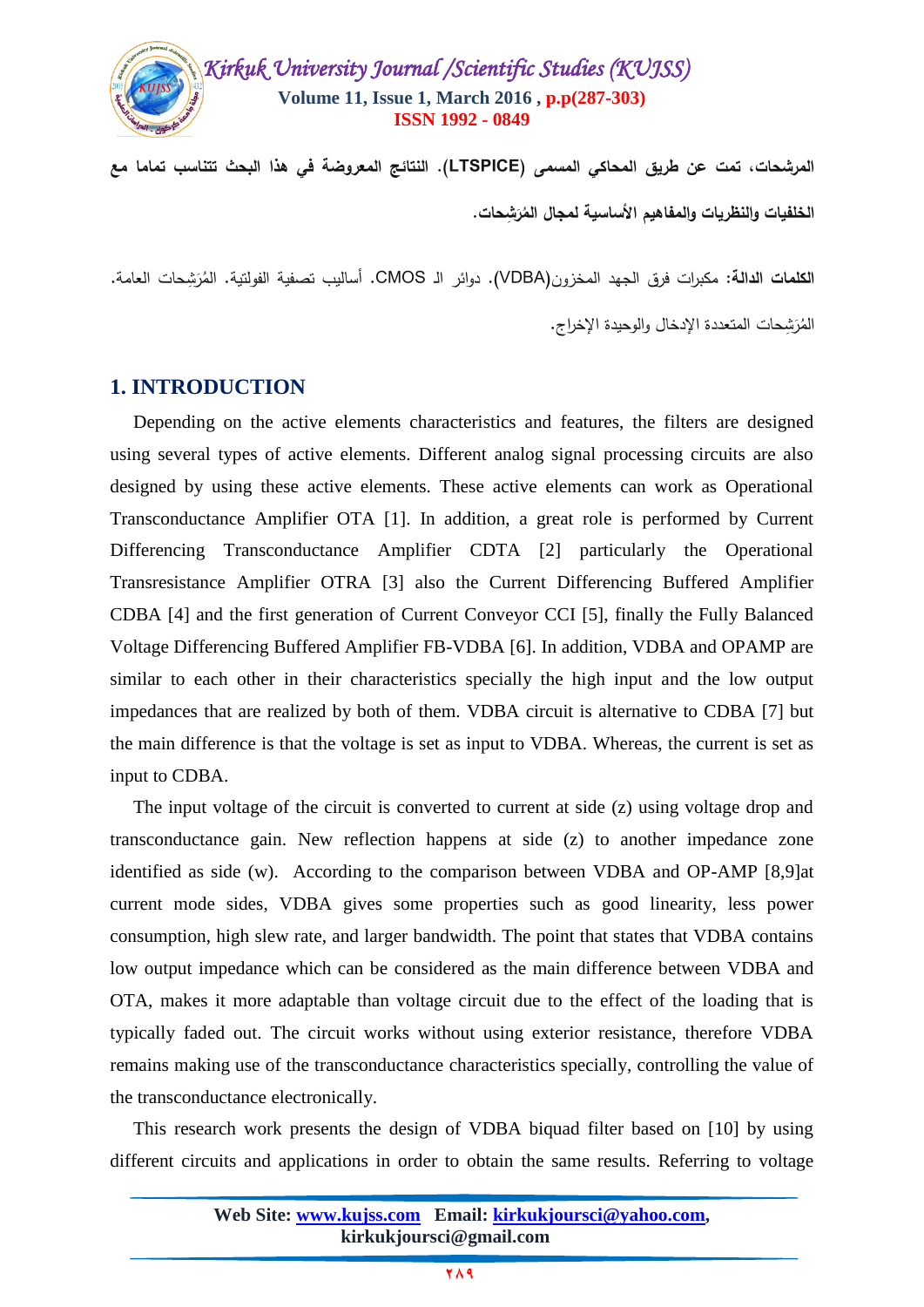**المرشحات، تمت عن طريق المحاكي المسمى (LTSPICE). النتائج المعروضة في هذا البحث تتناسب تماما مع الخلفيات والنظريات والمفاهيم الأساسية لمجال المُرَشِحات.**

**الكلمات الدالة:** مكبرات فرق الجهد المخزون(VDBA). دوائر الـ CMOS. أساليب تصفية الفولتية. المُرَشِحات العامة. المُرَشِحات المتعددة الإدخال والوحيدة الإخراج.

## 1. INTRODUCTION

Depending on the active elements characteristics and features, the filters are designed using several types of active elements. Different analog signal processing circuits are also designed by using these active elements. These active elements can work as Operational Transconductance Amplifier OTA [1]. In addition, a great role is performed by Current Differencing Transconductance Amplifier CDTA [2] particularly the Operational Transresistance Amplifier OTRA [3] also the Current Differencing Buffered Amplifier CDBA [4] and the first generation of Current Conveyor CCI [5], finally the Fully Balanced Voltage Differencing Buffered Amplifier FB-VDBA [6]. In addition, VDBA and OPAMP are similar to each other in their characteristics specially the high input and the low output impedances that are realized by both of them. VDBA circuit is alternative to CDBA [7] but the main difference is that the voltage is set as input to VDBA. Whereas, the current is set as input to CDBA.

The input voltage of the circuit is converted to current at side (z) using voltage drop and transconductance gain. New reflection happens at side (z) to another impedance zone identified as side (w). According to the comparison between VDBA and OP-AMP [8,9]at current mode sides, VDBA gives some properties such as good linearity, less power consumption, high slew rate, and larger bandwidth. The point that states that VDBA contains low output impedance which can be considered as the main difference between VDBA and OTA, makes it more adaptable than voltage circuit due to the effect of the loading that is typically faded out. The circuit works without using exterior resistance, therefore VDBA remains making use of the transconductance characteristics specially, controlling the value of the transconductance electronically.

This research work presents the design of VDBA biquad filter based on [10] by using different circuits and applications in order to obtain the same results. Referring to voltage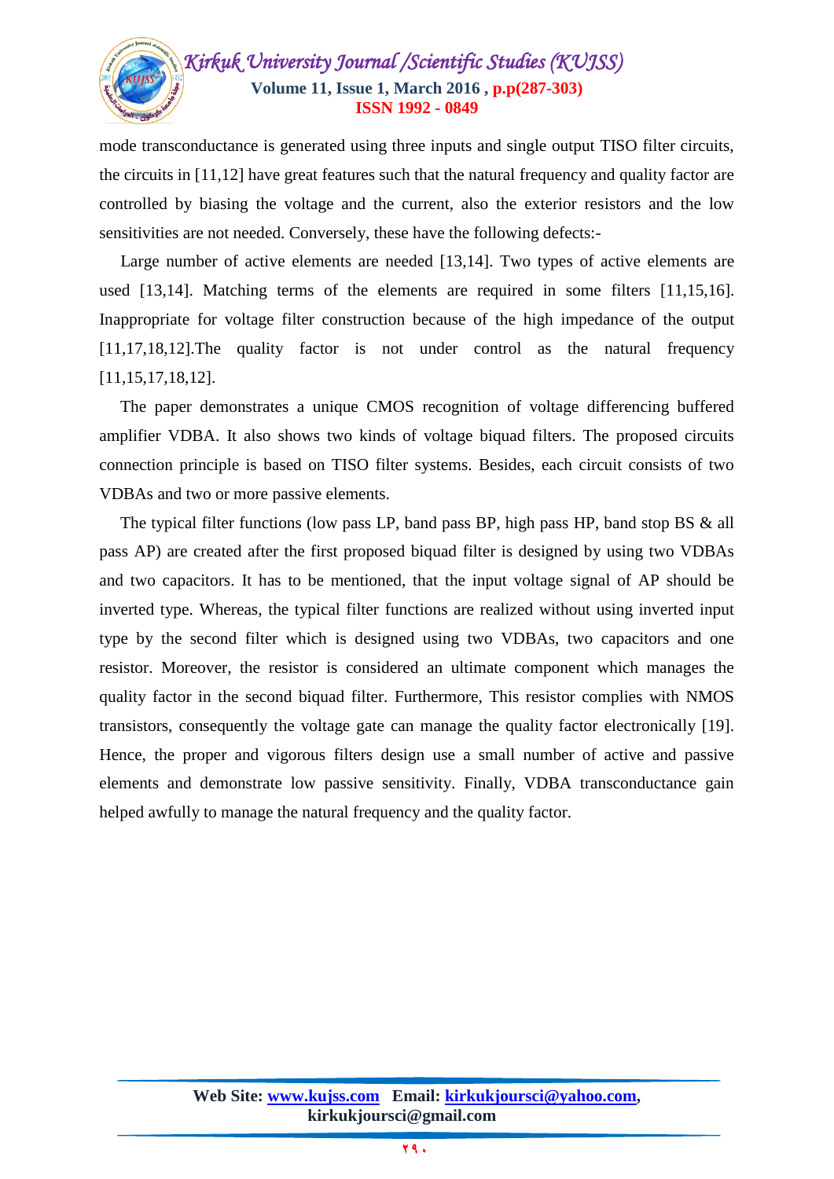mode transconductance is generated using three inputs and single output TISO filter circuits, the circuits in [11,12] have great features such that the natural frequency and quality factor are controlled by biasing the voltage and the current, also the exterior resistors and the low sensitivities are not needed. Conversely, these have the following defects:-

Large number of active elements are needed [13,14]. Two types of active elements are used [13,14]. Matching terms of the elements are required in some filters [11,15,16]. Inappropriate for voltage filter construction because of the high impedance of the output [11,17,18,12].The quality factor is not under control as the natural frequency [11,15,17,18,12].

The paper demonstrates a unique CMOS recognition of voltage differencing buffered amplifier VDBA. It also shows two kinds of voltage biquad filters. The proposed circuits connection principle is based on TISO filter systems. Besides, each circuit consists of two VDBAs and two or more passive elements.

The typical filter functions (low pass LP, band pass BP, high pass HP, band stop BS & all pass AP) are created after the first proposed biquad filter is designed by using two VDBAs and two capacitors. It has to be mentioned, that the input voltage signal of AP should be inverted type. Whereas, the typical filter functions are realized without using inverted input type by the second filter which is designed using two VDBAs, two capacitors and one resistor. Moreover, the resistor is considered an ultimate component which manages the quality factor in the second biquad filter. Furthermore, This resistor complies with NMOS transistors, consequently the voltage gate can manage the quality factor electronically [19]. Hence, the proper and vigorous filters design use a small number of active and passive elements and demonstrate low passive sensitivity. Finally, VDBA transconductance gain helped awfully to manage the natural frequency and the quality factor.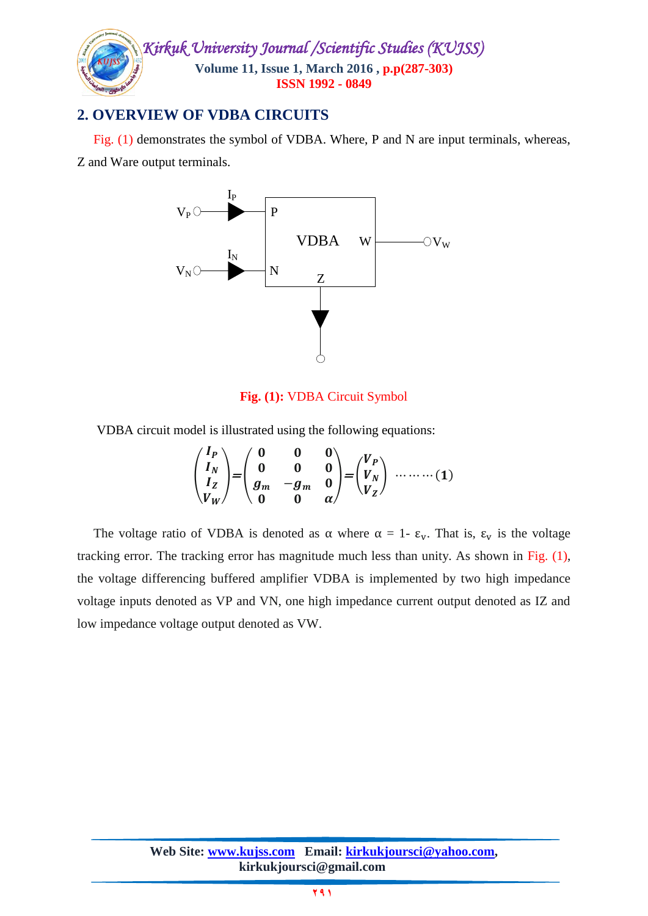## 2. OVERVIEW OF VDBA CIRCUITS

Fig. (1) demonstrates the symbol of VDBA. Where, P and N are input terminals, whereas, Z and Ware output terminals.

**Fig. (1):** VDBA Circuit Symbol

VDBA circuit model is illustrated using the following equations:

$$\begin{pmatrix} I_P \\ I_N \\ I_Z \\ V_W \end{pmatrix} = \begin{pmatrix} 0 & 0 & 0 \\ 0 & 0 & 0 \\ g_m & -g_m & 0 \\ 0 & 0 & \alpha \end{pmatrix} = \begin{pmatrix} V_P \\ V_N \\ V_Z \end{pmatrix} \quad \cdots\cdots\cdots (1)$$

The voltage ratio of VDBA is denoted as α where $\alpha = 1- \varepsilon_v$. That is, $\varepsilon_v$ is the voltage tracking error. The tracking error has magnitude much less than unity. As shown in Fig. (1), the voltage differencing buffered amplifier VDBA is implemented by two high impedance voltage inputs denoted as VP and VN, one high impedance current output denoted as IZ and low impedance voltage output denoted as VW.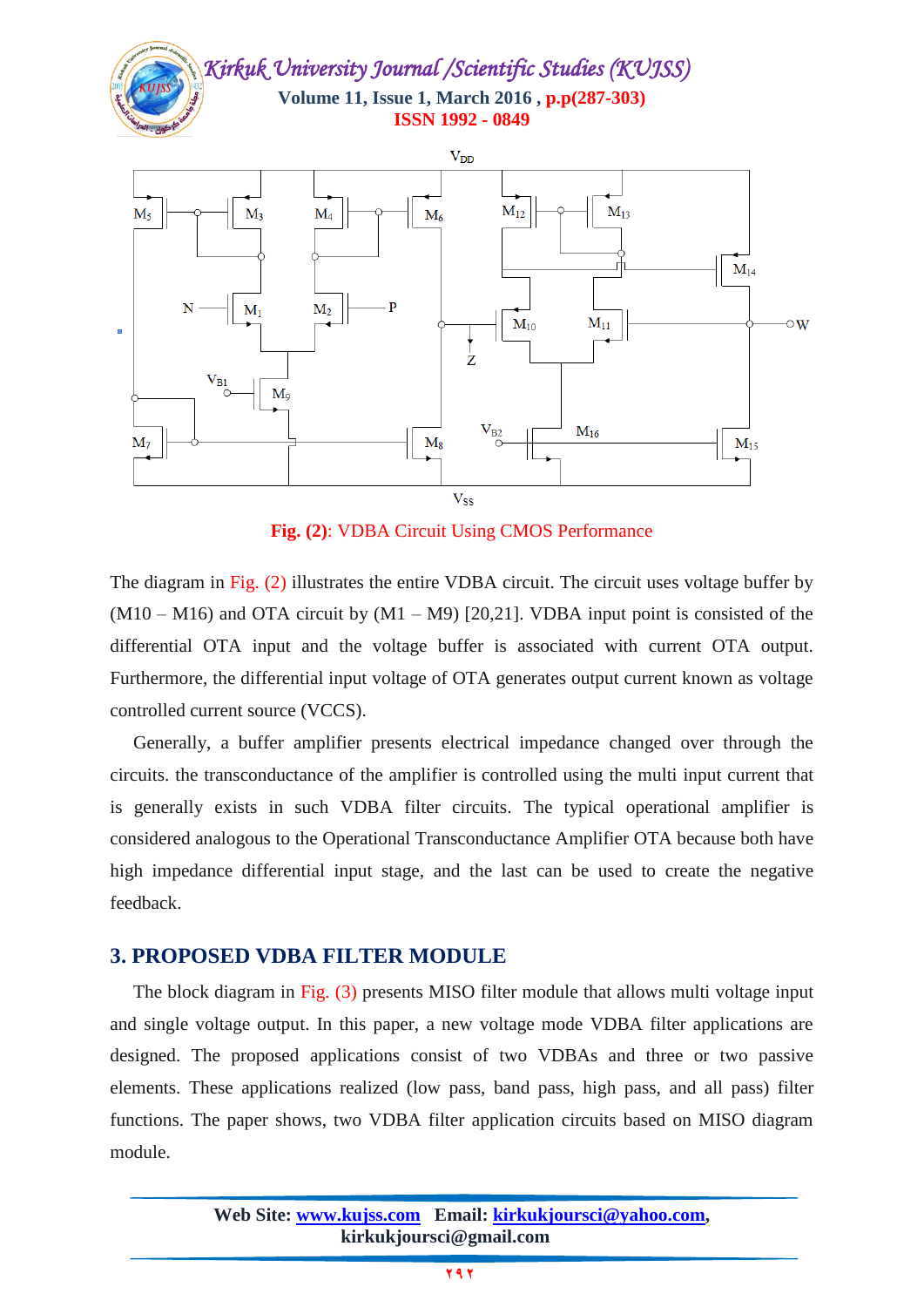**Fig. (2)**: VDBA Circuit Using CMOS Performance

The diagram in Fig. (2) illustrates the entire VDBA circuit. The circuit uses voltage buffer by (M10 – M16) and OTA circuit by (M1 – M9) [20,21]. VDBA input point is consisted of the differential OTA input and the voltage buffer is associated with current OTA output. Furthermore, the differential input voltage of OTA generates output current known as voltage controlled current source (VCCS).

Generally, a buffer amplifier presents electrical impedance changed over through the circuits. the transconductance of the amplifier is controlled using the multi input current that is generally exists in such VDBA filter circuits. The typical operational amplifier is considered analogous to the Operational Transconductance Amplifier OTA because both have high impedance differential input stage, and the last can be used to create the negative feedback.

## 3. PROPOSED VDBA FILTER MODULE

The block diagram in Fig. (3) presents MISO filter module that allows multi voltage input and single voltage output. In this paper, a new voltage mode VDBA filter applications are designed. The proposed applications consist of two VDBAs and three or two passive elements. These applications realized (low pass, band pass, high pass, and all pass) filter functions. The paper shows, two VDBA filter application circuits based on MISO diagram module.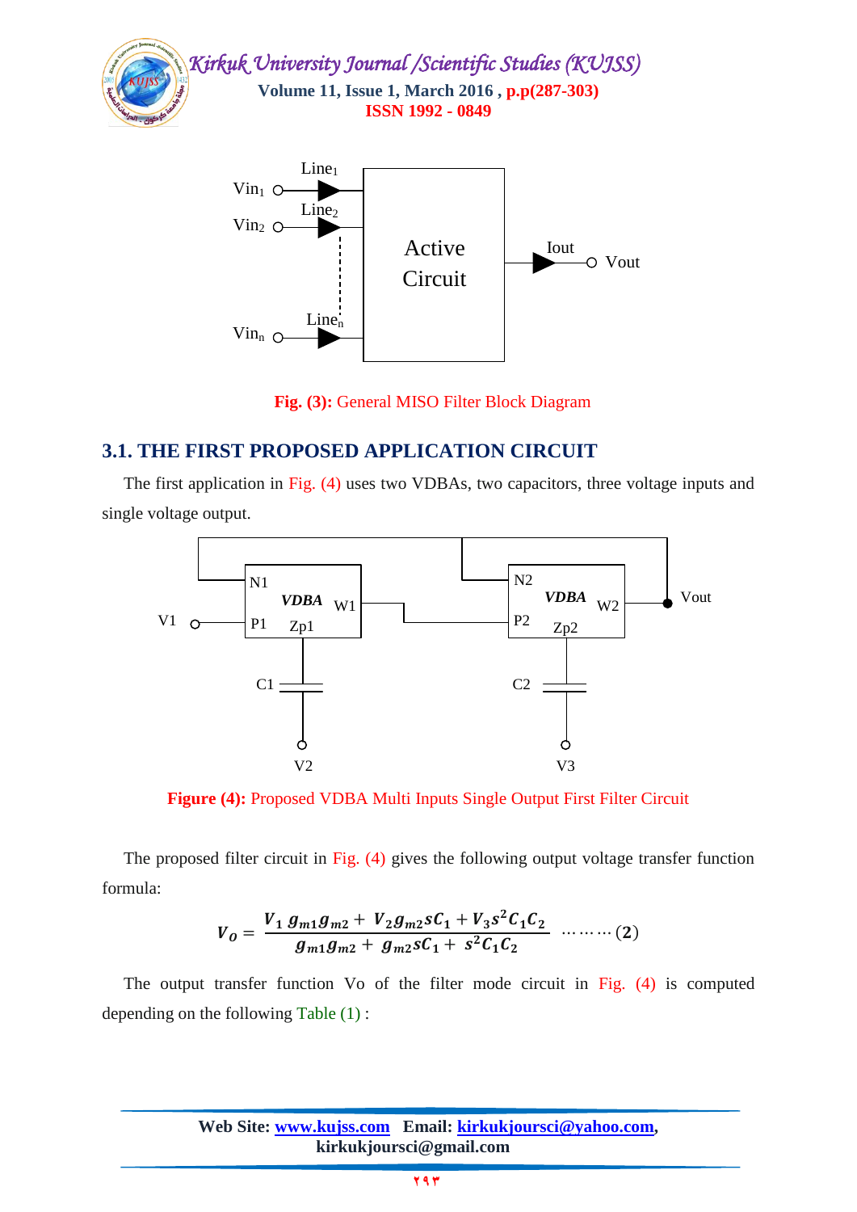Fig. (3): General MISO Filter Block Diagram

## 3.1. THE FIRST PROPOSED APPLICATION CIRCUIT

The first application in Fig. (4) uses two VDBAs, two capacitors, three voltage inputs and single voltage output.

Figure (4): Proposed VDBA Multi Inputs Single Output First Filter Circuit

The proposed filter circuit in Fig. (4) gives the following output voltage transfer function formula:

$$V_O = \frac{V_1\, g_{m1} g_{m2} + V_2 g_{m2} s C_1 + V_3 s^2 C_1 C_2}{g_{m1} g_{m2} + g_{m2} s C_1 + s^2 C_1 C_2} \quad \cdots\cdots\cdots (2)$$

The output transfer function Vo of the filter mode circuit in Fig. (4) is computed depending on the following Table (1) :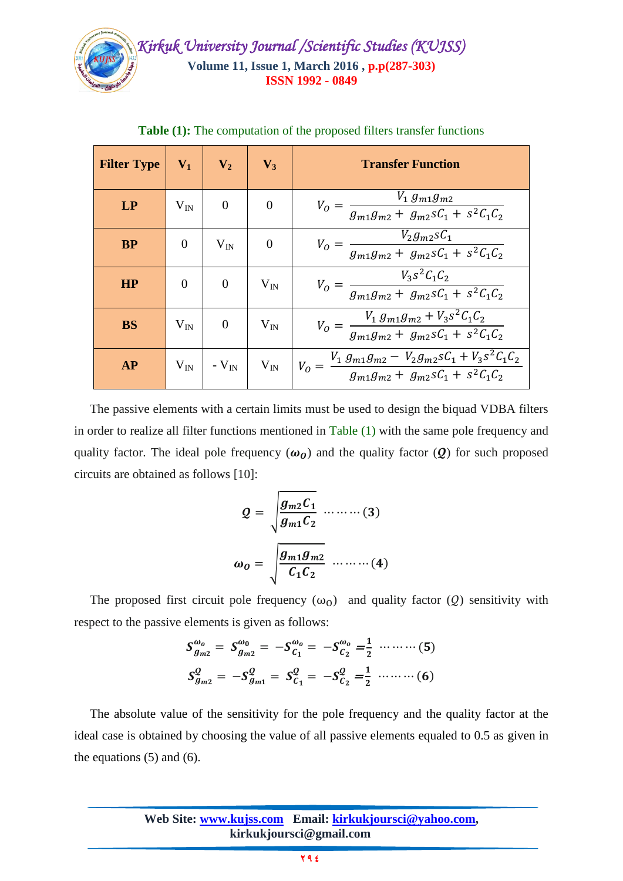**Table (1):** The computation of the proposed filters transfer functions

| Filter Type | $V_1$ | $V_2$ | $V_3$ | Transfer Function |
|---|---|---|---|---|
| **LP** | $V_{IN}$ | 0 | 0 | $V_O = \frac{V_1\, g_{m1} g_{m2}}{g_{m1} g_{m2} + g_{m2} s C_1 + s^2 C_1 C_2}$ |
| **BP** | 0 | $V_{IN}$ | 0 | $V_O = \frac{V_2 g_{m2} s C_1}{g_{m1} g_{m2} + g_{m2} s C_1 + s^2 C_1 C_2}$ |
| **HP** | 0 | 0 | $V_{IN}$ | $V_O = \frac{V_3 s^2 C_1 C_2}{g_{m1} g_{m2} + g_{m2} s C_1 + s^2 C_1 C_2}$ |
| **BS** | $V_{IN}$ | 0 | $V_{IN}$ | $V_O = \frac{V_1\, g_{m1} g_{m2} + V_3 s^2 C_1 C_2}{g_{m1} g_{m2} + g_{m2} s C_1 + s^2 C_1 C_2}$ |
| **AP** | $V_{IN}$ | $-V_{IN}$ | $V_{IN}$ | $V_O = \frac{V_1\, g_{m1} g_{m2} - V_2 g_{m2} s C_1 + V_3 s^2 C_1 C_2}{g_{m1} g_{m2} + g_{m2} s C_1 + s^2 C_1 C_2}$ |

The passive elements with a certain limits must be used to design the biquad VDBA filters in order to realize all filter functions mentioned in Table (1) with the same pole frequency and quality factor. The ideal pole frequency ($\boldsymbol{\omega_O}$) and the quality factor ($\boldsymbol{Q}$) for such proposed circuits are obtained as follows [10]:

$$Q = \sqrt{\frac{g_{m2} C_1}{g_{m1} C_2}} \quad \cdots\cdots\cdots (3)$$

$$\omega_O = \sqrt{\frac{g_{m1} g_{m2}}{C_1 C_2}} \quad \cdots\cdots\cdots (4)$$

The proposed first circuit pole frequency ($\omega_O$) and quality factor ($Q$) sensitivity with respect to the passive elements is given as follows:

$$S_{g_{m2}}^{\omega_o} = S_{g_{m2}}^{\omega_0} = -S_{C_1}^{\omega_o} = -S_{C_2}^{\omega_o} = \frac{1}{2} \quad \cdots\cdots\cdots (5)$$

$$S_{g_{m2}}^{Q} = -S_{g_{m1}}^{Q} = S_{C_1}^{Q} = -S_{C_2}^{Q} = \frac{1}{2} \quad \cdots\cdots\cdots (6)$$

The absolute value of the sensitivity for the pole frequency and the quality factor at the ideal case is obtained by choosing the value of all passive elements equaled to 0.5 as given in the equations (5) and (6).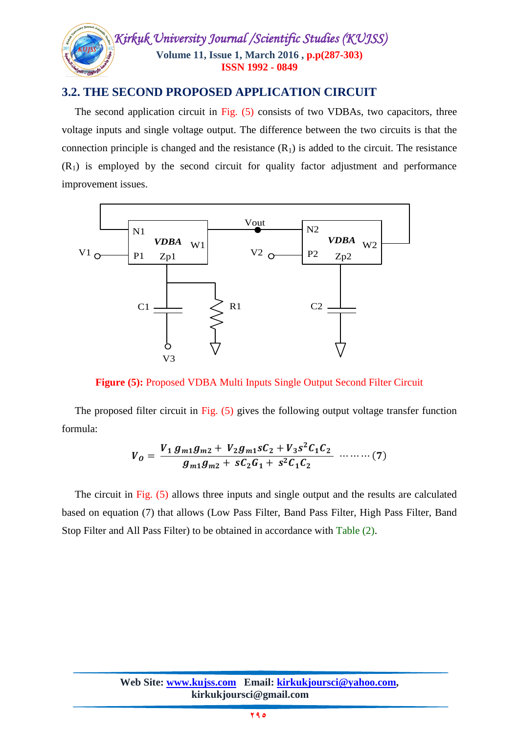## 3.2. THE SECOND PROPOSED APPLICATION CIRCUIT

The second application circuit in Fig. (5) consists of two VDBAs, two capacitors, three voltage inputs and single voltage output. The difference between the two circuits is that the connection principle is changed and the resistance ($R_1$) is added to the circuit. The resistance ($R_1$) is employed by the second circuit for quality factor adjustment and performance improvement issues.

**Figure (5):** Proposed VDBA Multi Inputs Single Output Second Filter Circuit

The proposed filter circuit in Fig. (5) gives the following output voltage transfer function formula:

$$V_O = \frac{V_1 g_{m1} g_{m2} + V_2 g_{m1} s C_2 + V_3 s^2 C_1 C_2}{g_{m1} g_{m2} + s C_2 G_1 + s^2 C_1 C_2} \quad \cdots\cdots\cdots (7)$$

The circuit in Fig. (5) allows three inputs and single output and the results are calculated based on equation (7) that allows (Low Pass Filter, Band Pass Filter, High Pass Filter, Band Stop Filter and All Pass Filter) to be obtained in accordance with Table (2).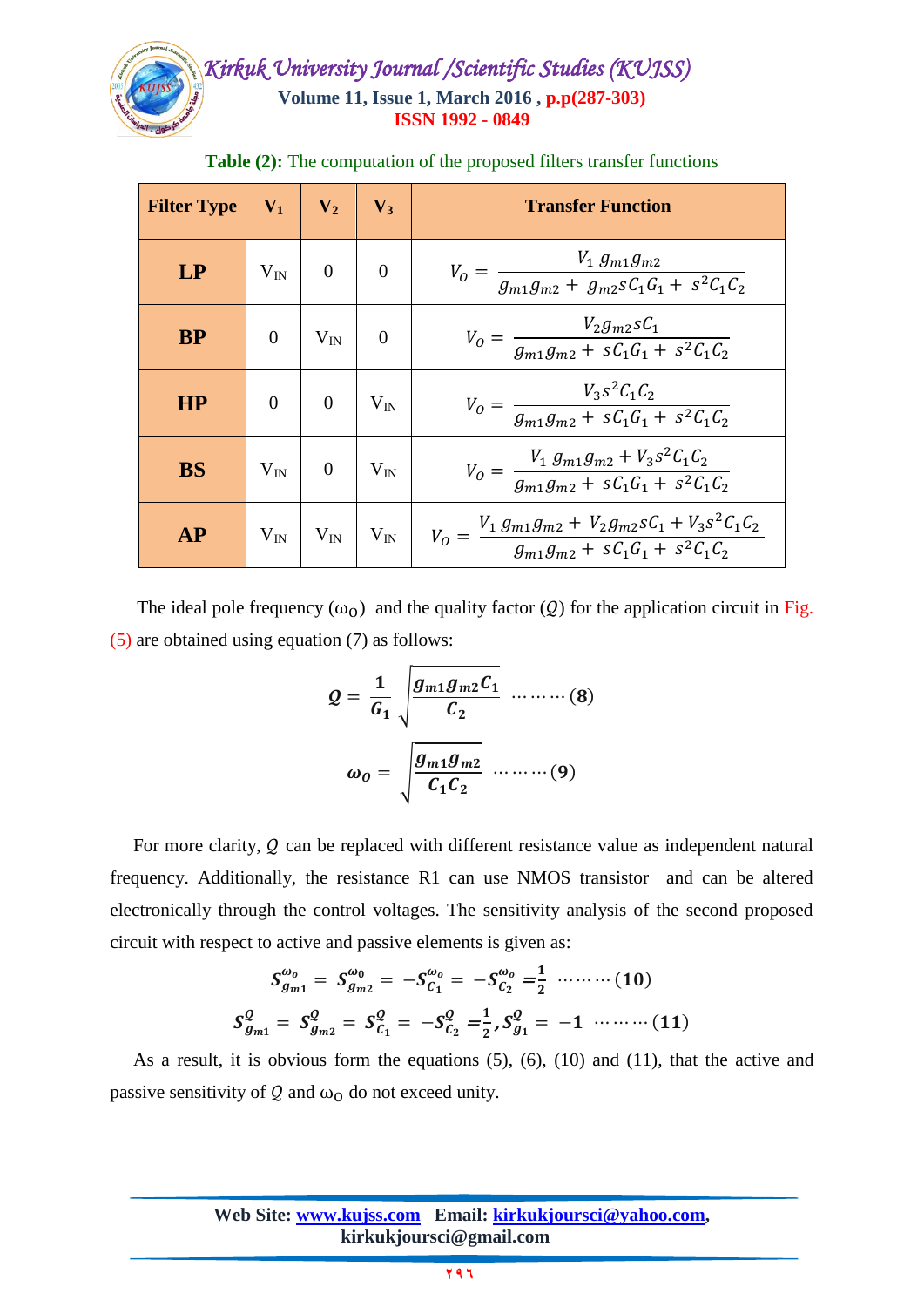**Table (2):** The computation of the proposed filters transfer functions

| Filter Type | $V_1$ | $V_2$ | $V_3$ | Transfer Function |
|---|---|---|---|---|
| **LP** | $V_{IN}$ | 0 | 0 | $V_O = \dfrac{V_1\, g_{m1} g_{m2}}{g_{m1} g_{m2} + g_{m2} s C_1 G_1 + s^2 C_1 C_2}$ |
| **BP** | 0 | $V_{IN}$ | 0 | $V_O = \dfrac{V_2 g_{m2} s C_1}{g_{m1} g_{m2} + s C_1 G_1 + s^2 C_1 C_2}$ |
| **HP** | 0 | 0 | $V_{IN}$ | $V_O = \dfrac{V_3 s^2 C_1 C_2}{g_{m1} g_{m2} + s C_1 G_1 + s^2 C_1 C_2}$ |
| **BS** | $V_{IN}$ | 0 | $V_{IN}$ | $V_O = \dfrac{V_1\, g_{m1} g_{m2} + V_3 s^2 C_1 C_2}{g_{m1} g_{m2} + s C_1 G_1 + s^2 C_1 C_2}$ |
| **AP** | $V_{IN}$ | $V_{IN}$ | $V_{IN}$ | $V_O = \dfrac{V_1\, g_{m1} g_{m2} + V_2 g_{m2} s C_1 + V_3 s^2 C_1 C_2}{g_{m1} g_{m2} + s C_1 G_1 + s^2 C_1 C_2}$ |

The ideal pole frequency $(\omega_O)$ and the quality factor $(Q)$ for the application circuit in Fig. (5) are obtained using equation (7) as follows:

$$Q = \frac{1}{G_1}\sqrt{\frac{g_{m1} g_{m2} C_1}{C_2}} \quad \cdots\cdots\cdots (8)$$

$$\omega_O = \sqrt{\frac{g_{m1} g_{m2}}{C_1 C_2}} \quad \cdots\cdots\cdots (9)$$

For more clarity, $Q$ can be replaced with different resistance value as independent natural frequency. Additionally, the resistance R1 can use NMOS transistor and can be altered electronically through the control voltages. The sensitivity analysis of the second proposed circuit with respect to active and passive elements is given as:

$$S_{g_{m1}}^{\omega_o} = S_{g_{m2}}^{\omega_0} = -S_{C_1}^{\omega_o} = -S_{C_2}^{\omega_o} = \frac{1}{2} \quad \cdots\cdots\cdots (10)$$

$$S_{g_{m1}}^{Q} = S_{g_{m2}}^{Q} = S_{C_1}^{Q} = -S_{C_2}^{Q} = \frac{1}{2}, S_{g_1}^{Q} = -1 \quad \cdots\cdots\cdots (11)$$

As a result, it is obvious form the equations (5), (6), (10) and (11), that the active and passive sensitivity of $Q$ and $\omega_O$ do not exceed unity.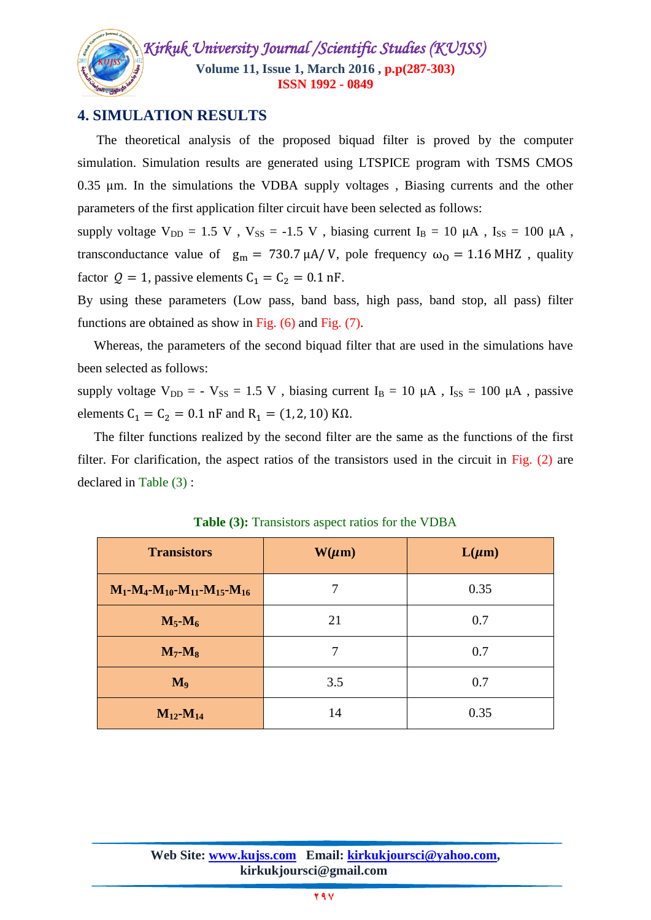## 4. SIMULATION RESULTS

The theoretical analysis of the proposed biquad filter is proved by the computer simulation. Simulation results are generated using LTSPICE program with TSMS CMOS 0.35 μm. In the simulations the VDBA supply voltages , Biasing currents and the other parameters of the first application filter circuit have been selected as follows:

supply voltage $V_{DD}$ = 1.5 V , $V_{SS}$ = -1.5 V , biasing current $I_B$ = 10 μA , $I_{SS}$ = 100 μA , transconductance value of $g_m = 730.7\,\mu A/V$, pole frequency $\omega_O = 1.16\,MHZ$ , quality factor $Q = 1$, passive elements $C_1 = C_2 = 0.1\,nF$.

By using these parameters (Low pass, band bass, high pass, band stop, all pass) filter functions are obtained as show in Fig. (6) and Fig. (7).

Whereas, the parameters of the second biquad filter that are used in the simulations have been selected as follows:

supply voltage $V_{DD}$ = - $V_{SS}$ = 1.5 V , biasing current $I_B$ = 10 μA , $I_{SS}$ = 100 μA , passive elements $C_1 = C_2 = 0.1$ nF and $R_1 = (1, 2, 10)$ KΩ.

The filter functions realized by the second filter are the same as the functions of the first filter. For clarification, the aspect ratios of the transistors used in the circuit in Fig. (2) are declared in Table (3) :

**Table (3):** Transistors aspect ratios for the VDBA

| **Transistors** | **W($\mu$m)** | **L($\mu$m)** |
|---|---|---|
| **$M_1$-$M_4$-$M_{10}$-$M_{11}$-$M_{15}$-$M_{16}$** | 7 | 0.35 |
| **$M_5$-$M_6$** | 21 | 0.7 |
| **$M_7$-$M_8$** | 7 | 0.7 |
| **$M_9$** | 3.5 | 0.7 |
| **$M_{12}$-$M_{14}$** | 14 | 0.35 |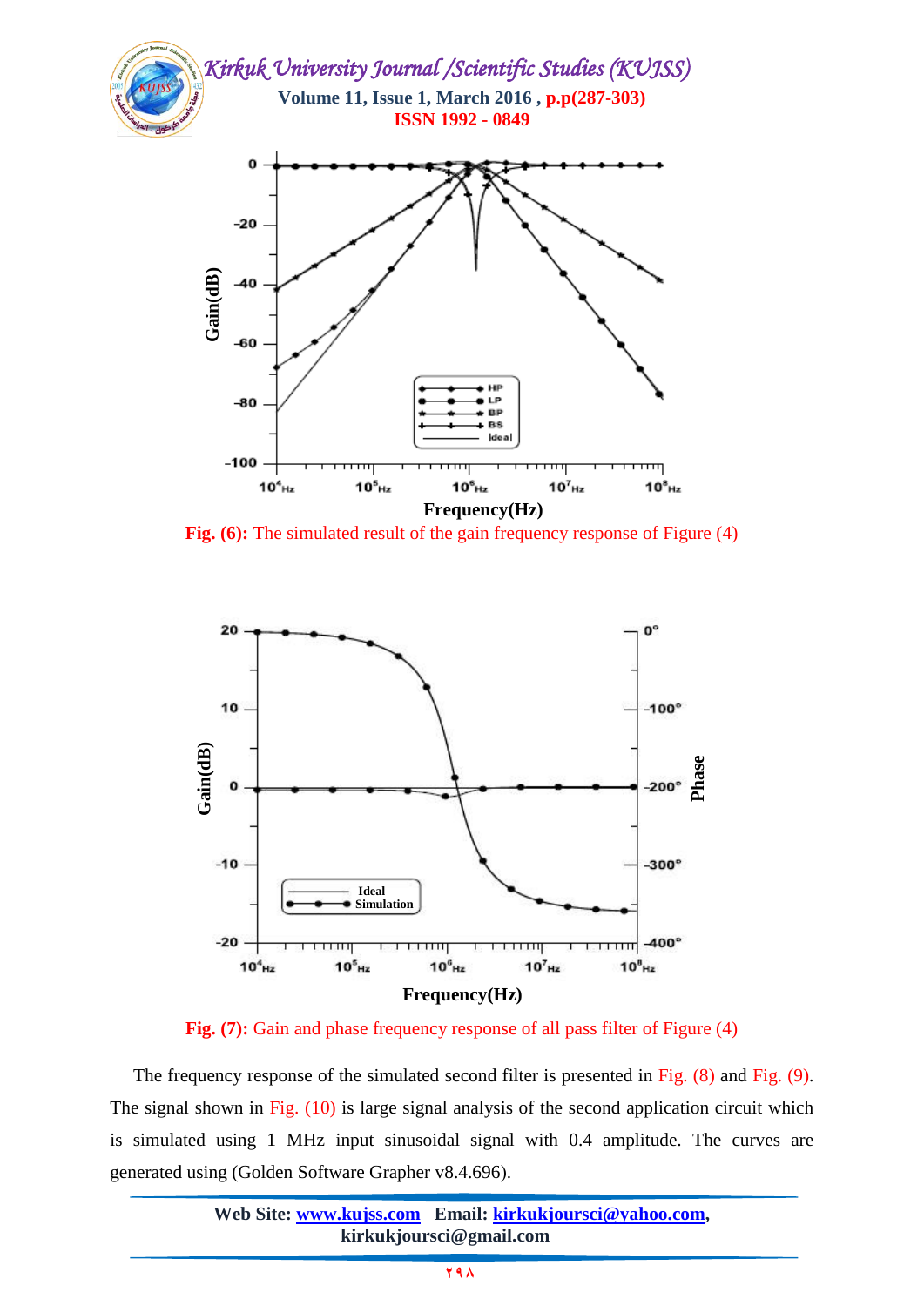**Fig. (6):** The simulated result of the gain frequency response of Figure (4)

**Fig. (7):** Gain and phase frequency response of all pass filter of Figure (4)

The frequency response of the simulated second filter is presented in Fig. (8) and Fig. (9). The signal shown in Fig. (10) is large signal analysis of the second application circuit which is simulated using 1 MHz input sinusoidal signal with 0.4 amplitude. The curves are generated using (Golden Software Grapher v8.4.696).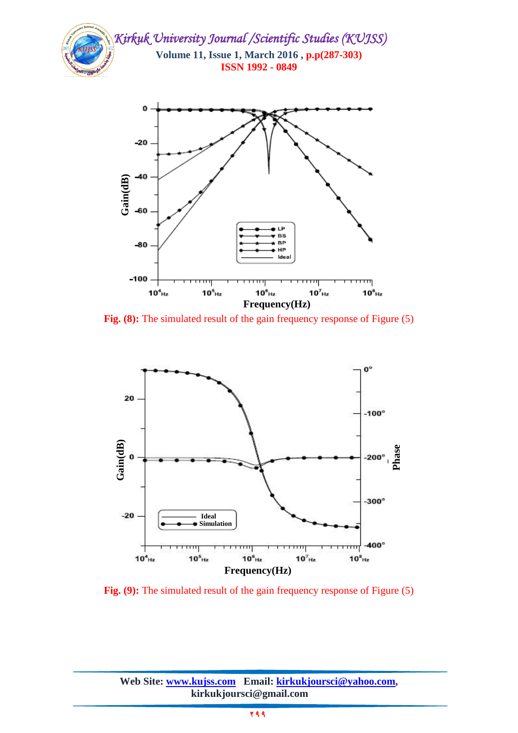**Fig. (8):** The simulated result of the gain frequency response of Figure (5)

**Fig. (9):** The simulated result of the gain frequency response of Figure (5)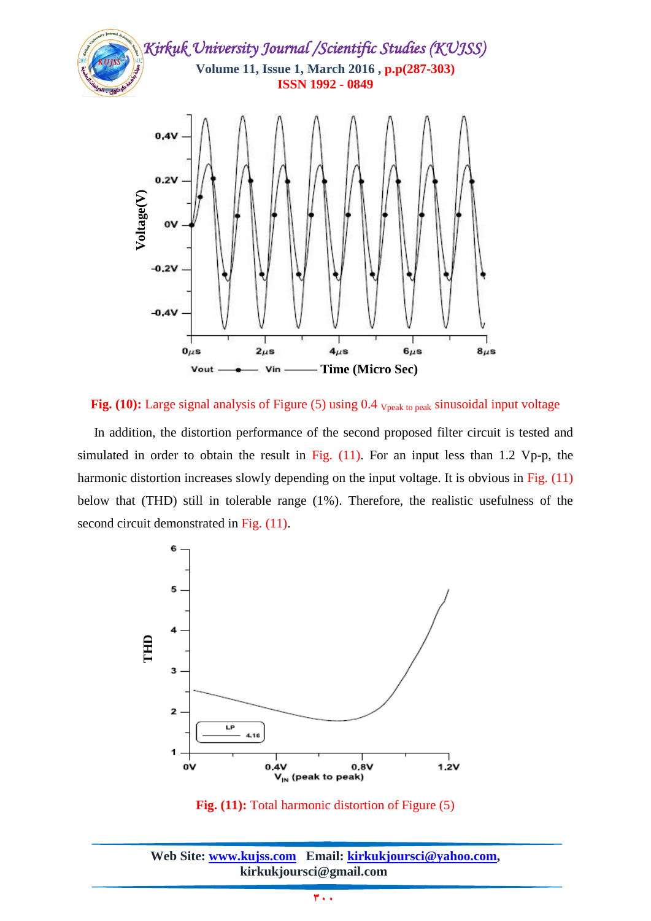Fig. (10): Large signal analysis of Figure (5) using 0.4 $V_{peak\ to\ peak}$ sinusoidal input voltage

In addition, the distortion performance of the second proposed filter circuit is tested and simulated in order to obtain the result in Fig. (11). For an input less than 1.2 Vp-p, the harmonic distortion increases slowly depending on the input voltage. It is obvious in Fig. (11) below that (THD) still in tolerable range (1%). Therefore, the realistic usefulness of the second circuit demonstrated in Fig. (11).

Fig. (11): Total harmonic distortion of Figure (5)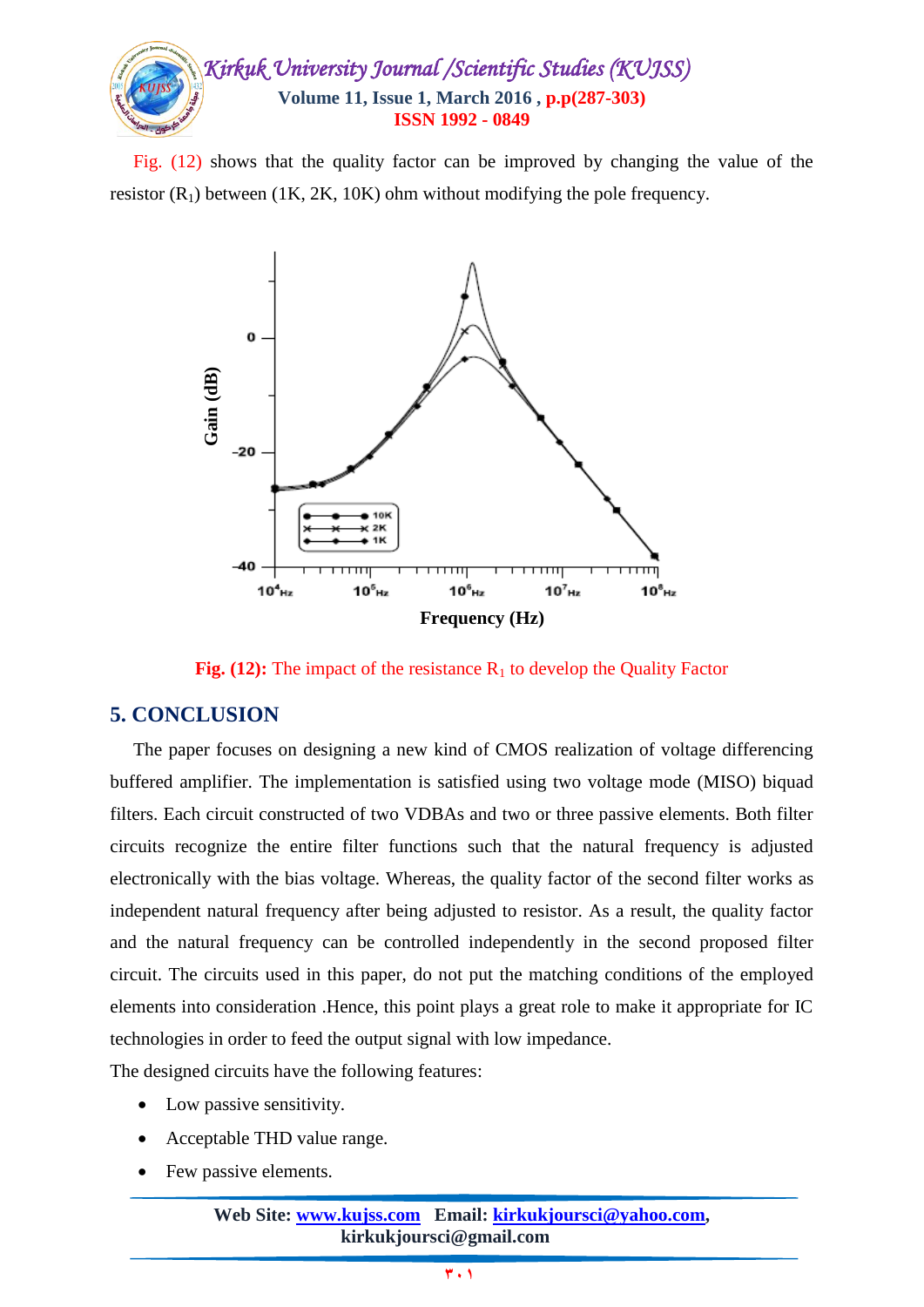Fig. (12) shows that the quality factor can be improved by changing the value of the resistor ($R_1$) between (1K, 2K, 10K) ohm without modifying the pole frequency.

**Fig. (12):** The impact of the resistance $R_1$ to develop the Quality Factor

## 5. CONCLUSION

The paper focuses on designing a new kind of CMOS realization of voltage differencing buffered amplifier. The implementation is satisfied using two voltage mode (MISO) biquad filters. Each circuit constructed of two VDBAs and two or three passive elements. Both filter circuits recognize the entire filter functions such that the natural frequency is adjusted electronically with the bias voltage. Whereas, the quality factor of the second filter works as independent natural frequency after being adjusted to resistor. As a result, the quality factor and the natural frequency can be controlled independently in the second proposed filter circuit. The circuits used in this paper, do not put the matching conditions of the employed elements into consideration .Hence, this point plays a great role to make it appropriate for IC technologies in order to feed the output signal with low impedance.

The designed circuits have the following features:

- Low passive sensitivity.
- Acceptable THD value range.
- Few passive elements.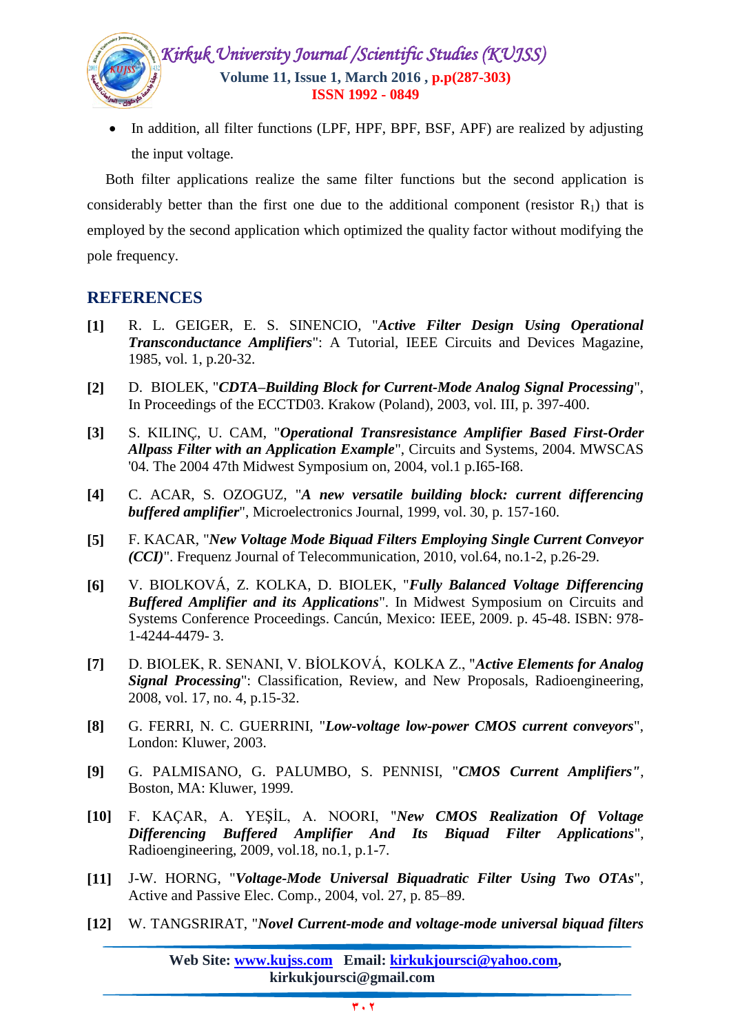- In addition, all filter functions (LPF, HPF, BPF, BSF, APF) are realized by adjusting the input voltage.

Both filter applications realize the same filter functions but the second application is considerably better than the first one due to the additional component (resistor $R_1$) that is employed by the second application which optimized the quality factor without modifying the pole frequency.

## REFERENCES

**[1]** R. L. GEIGER, E. S. SINENCIO, "***Active Filter Design Using Operational Transconductance Amplifiers***": A Tutorial, IEEE Circuits and Devices Magazine, 1985, vol. 1, p.20-32.

**[2]** D. BIOLEK, "***CDTA–Building Block for Current-Mode Analog Signal Processing***", In Proceedings of the ECCTD03. Krakow (Poland), 2003, vol. III, p. 397-400.

**[3]** S. KILINÇ, U. CAM, "***Operational Transresistance Amplifier Based First-Order Allpass Filter with an Application Example***", Circuits and Systems, 2004. MWSCAS '04. The 2004 47th Midwest Symposium on, 2004, vol.1 p.I65-I68.

**[4]** C. ACAR, S. OZOGUZ, "***A new versatile building block: current differencing buffered amplifier***", Microelectronics Journal, 1999, vol. 30, p. 157-160.

**[5]** F. KACAR, "***New Voltage Mode Biquad Filters Employing Single Current Conveyor (CCI)***". Frequenz Journal of Telecommunication, 2010, vol.64, no.1-2, p.26-29.

**[6]** V. BIOLKOVÁ, Z. KOLKA, D. BIOLEK, "***Fully Balanced Voltage Differencing Buffered Amplifier and its Applications***". In Midwest Symposium on Circuits and Systems Conference Proceedings. Cancún, Mexico: IEEE, 2009. p. 45-48. ISBN: 978-1-4244-4479- 3.

**[7]** D. BIOLEK, R. SENANI, V. BİOLKOVÁ, KOLKA Z., "***Active Elements for Analog Signal Processing***": Classification, Review, and New Proposals, Radioengineering, 2008, vol. 17, no. 4, p.15-32.

**[8]** G. FERRI, N. C. GUERRINI, "***Low-voltage low-power CMOS current conveyors***", London: Kluwer, 2003.

**[9]** G. PALMISANO, G. PALUMBO, S. PENNISI, "***CMOS Current Amplifiers"***, Boston, MA: Kluwer, 1999.

**[10]** F. KAÇAR, A. YEŞİL, A. NOORI, "***New CMOS Realization Of Voltage Differencing Buffered Amplifier And Its Biquad Filter Applications***", Radioengineering, 2009, vol.18, no.1, p.1-7.

**[11]** J-W. HORNG, "***Voltage-Mode Universal Biquadratic Filter Using Two OTAs***", Active and Passive Elec. Comp., 2004, vol. 27, p. 85–89.

**[12]** W. TANGSRIRAT, "***Novel Current-mode and voltage-mode universal biquad filters***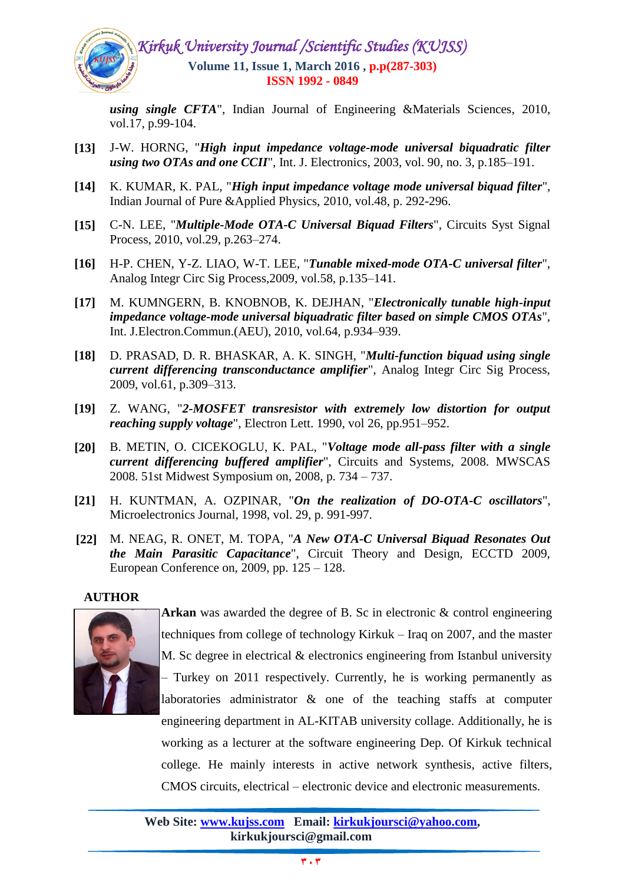*using single CFTA*", Indian Journal of Engineering &Materials Sciences, 2010, vol.17, p.99-104.

**[13]** J-W. HORNG, "***High input impedance voltage-mode universal biquadratic filter using two OTAs and one CCII***", Int. J. Electronics, 2003, vol. 90, no. 3, p.185–191.

**[14]** K. KUMAR, K. PAL, "***High input impedance voltage mode universal biquad filter***", Indian Journal of Pure &Applied Physics, 2010, vol.48, p. 292-296.

**[15]** C-N. LEE, "***Multiple-Mode OTA-C Universal Biquad Filters***", Circuits Syst Signal Process, 2010, vol.29, p.263–274.

**[16]** H-P. CHEN, Y-Z. LIAO, W-T. LEE, "***Tunable mixed-mode OTA-C universal filter***", Analog Integr Circ Sig Process,2009, vol.58, p.135–141.

**[17]** M. KUMNGERN, B. KNOBNOB, K. DEJHAN, "***Electronically tunable high-input impedance voltage-mode universal biquadratic filter based on simple CMOS OTAs***", Int. J.Electron.Commun.(AEU), 2010, vol.64, p.934–939.

**[18]** D. PRASAD, D. R. BHASKAR, A. K. SINGH, "***Multi-function biquad using single current differencing transconductance amplifier***", Analog Integr Circ Sig Process, 2009, vol.61, p.309–313.

**[19]** Z. WANG, "***2-MOSFET transresistor with extremely low distortion for output reaching supply voltage***", Electron Lett. 1990, vol 26, pp.951–952.

**[20]** B. METIN, O. CICEKOGLU, K. PAL, "***Voltage mode all-pass filter with a single current differencing buffered amplifier***", Circuits and Systems, 2008. MWSCAS 2008. 51st Midwest Symposium on, 2008, p. 734 – 737.

**[21]** H. KUNTMAN, A. OZPINAR, "***On the realization of DO-OTA-C oscillators***", Microelectronics Journal, 1998, vol. 29, p. 991-997.

**[22]** M. NEAG, R. ONET, M. TOPA, "***A New OTA-C Universal Biquad Resonates Out the Main Parasitic Capacitance***", Circuit Theory and Design, ECCTD 2009, European Conference on, 2009, pp. 125 – 128.

## AUTHOR

**Arkan** was awarded the degree of B. Sc in electronic & control engineering techniques from college of technology Kirkuk – Iraq on 2007, and the master M. Sc degree in electrical & electronics engineering from Istanbul university – Turkey on 2011 respectively. Currently, he is working permanently as laboratories administrator & one of the teaching staffs at computer engineering department in AL-KITAB university collage. Additionally, he is working as a lecturer at the software engineering Dep. Of Kirkuk technical college. He mainly interests in active network synthesis, active filters, CMOS circuits, electrical – electronic device and electronic measurements.